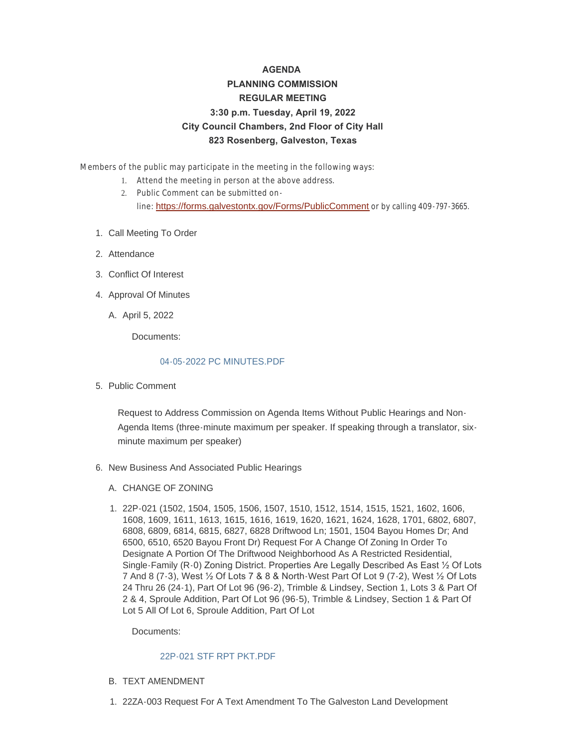**AGENDA**

**PLANNING COMMISSION**

**REGULAR MEETING**

**3:30 p.m. Tuesday, April 19, 2022**

**City Council Chambers, 2nd Floor of City Hall**

**823 Rosenberg, Galveston, Texas**

Members of the public may participate in the meeting in the following ways:

1. Attend the meeting in person at the above address.
2. Public Comment can be submitted on-line: https://forms.galvestontx.gov/Forms/PublicComment or by calling 409-797-3665.

1. Call Meeting To Order
2. Attendance
3. Conflict Of Interest
4. Approval Of Minutes
   A. April 5, 2022

      Documents:

      04-05-2022 PC MINUTES.PDF

5. Public Comment

   Request to Address Commission on Agenda Items Without Public Hearings and Non-Agenda Items (three-minute maximum per speaker. If speaking through a translator, six-minute maximum per speaker)

6. New Business And Associated Public Hearings
   A. CHANGE OF ZONING
      1. 22P-021 (1502, 1504, 1505, 1506, 1507, 1510, 1512, 1514, 1515, 1521, 1602, 1606, 1608, 1609, 1611, 1613, 1615, 1616, 1619, 1620, 1621, 1624, 1628, 1701, 6802, 6807, 6808, 6809, 6814, 6815, 6827, 6828 Driftwood Ln; 1501, 1504 Bayou Homes Dr; And 6500, 6510, 6520 Bayou Front Dr) Request For A Change Of Zoning In Order To Designate A Portion Of The Driftwood Neighborhood As A Restricted Residential, Single-Family (R-0) Zoning District. Properties Are Legally Described As East ½ Of Lots 7 And 8 (7-3), West ½ Of Lots 7 & 8 & North-West Part Of Lot 9 (7-2), West ½ Of Lots 24 Thru 26 (24-1), Part Of Lot 96 (96-2), Trimble & Lindsey, Section 1, Lots 3 & Part Of 2 & 4, Sproule Addition, Part Of Lot 96 (96-5), Trimble & Lindsey, Section 1 & Part Of Lot 5 All Of Lot 6, Sproule Addition, Part Of Lot

         Documents:

         22P-021 STF RPT PKT.PDF

   B. TEXT AMENDMENT
      1. 22ZA-003 Request For A Text Amendment To The Galveston Land Development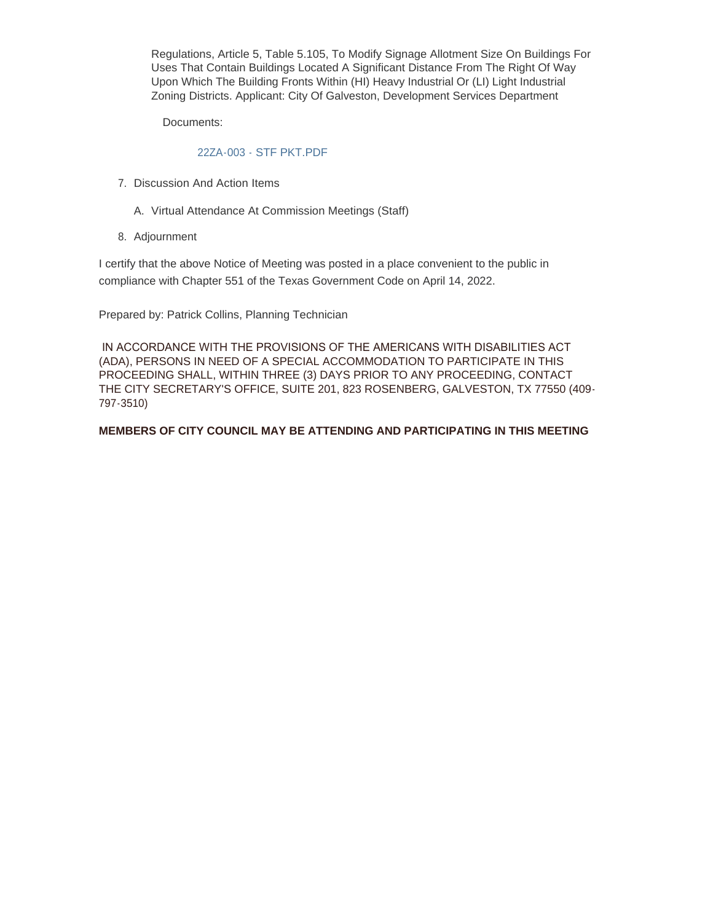Regulations, Article 5, Table 5.105, To Modify Signage Allotment Size On Buildings For Uses That Contain Buildings Located A Significant Distance From The Right Of Way Upon Which The Building Fronts Within (HI) Heavy Industrial Or (LI) Light Industrial Zoning Districts. Applicant: City Of Galveston, Development Services Department

Documents:

22ZA-003 - STF PKT.PDF

7. Discussion And Action Items

   A. Virtual Attendance At Commission Meetings (Staff)

8. Adjournment

I certify that the above Notice of Meeting was posted in a place convenient to the public in compliance with Chapter 551 of the Texas Government Code on April 14, 2022.

Prepared by: Patrick Collins, Planning Technician

IN ACCORDANCE WITH THE PROVISIONS OF THE AMERICANS WITH DISABILITIES ACT (ADA), PERSONS IN NEED OF A SPECIAL ACCOMMODATION TO PARTICIPATE IN THIS PROCEEDING SHALL, WITHIN THREE (3) DAYS PRIOR TO ANY PROCEEDING, CONTACT THE CITY SECRETARY'S OFFICE, SUITE 201, 823 ROSENBERG, GALVESTON, TX 77550 (409-797-3510)

**MEMBERS OF CITY COUNCIL MAY BE ATTENDING AND PARTICIPATING IN THIS MEETING**